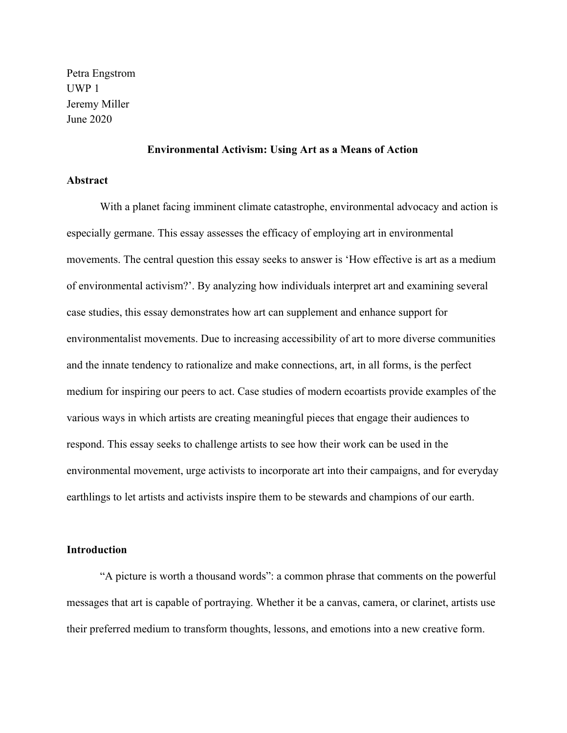Petra Engstrom
UWP 1
Jeremy Miller
June 2020

# Environmental Activism: Using Art as a Means of Action

## Abstract

With a planet facing imminent climate catastrophe, environmental advocacy and action is especially germane. This essay assesses the efficacy of employing art in environmental movements. The central question this essay seeks to answer is 'How effective is art as a medium of environmental activism?'. By analyzing how individuals interpret art and examining several case studies, this essay demonstrates how art can supplement and enhance support for environmentalist movements. Due to increasing accessibility of art to more diverse communities and the innate tendency to rationalize and make connections, art, in all forms, is the perfect medium for inspiring our peers to act. Case studies of modern ecoartists provide examples of the various ways in which artists are creating meaningful pieces that engage their audiences to respond. This essay seeks to challenge artists to see how their work can be used in the environmental movement, urge activists to incorporate art into their campaigns, and for everyday earthlings to let artists and activists inspire them to be stewards and champions of our earth.

## Introduction

"A picture is worth a thousand words": a common phrase that comments on the powerful messages that art is capable of portraying. Whether it be a canvas, camera, or clarinet, artists use their preferred medium to transform thoughts, lessons, and emotions into a new creative form.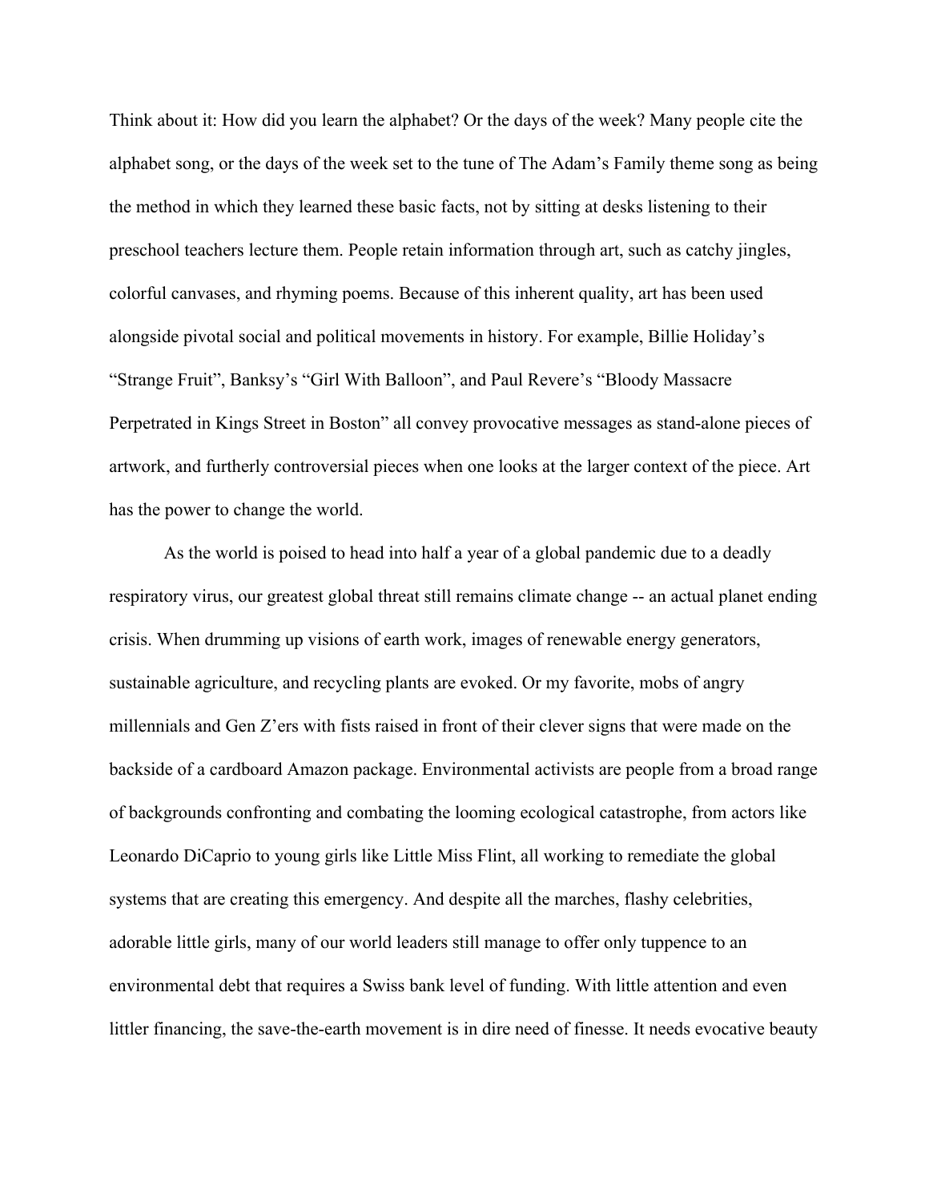Think about it: How did you learn the alphabet? Or the days of the week? Many people cite the alphabet song, or the days of the week set to the tune of The Adam's Family theme song as being the method in which they learned these basic facts, not by sitting at desks listening to their preschool teachers lecture them. People retain information through art, such as catchy jingles, colorful canvases, and rhyming poems. Because of this inherent quality, art has been used alongside pivotal social and political movements in history. For example, Billie Holiday's "Strange Fruit", Banksy's "Girl With Balloon", and Paul Revere's "Bloody Massacre Perpetrated in Kings Street in Boston" all convey provocative messages as stand-alone pieces of artwork, and furtherly controversial pieces when one looks at the larger context of the piece. Art has the power to change the world.

As the world is poised to head into half a year of a global pandemic due to a deadly respiratory virus, our greatest global threat still remains climate change -- an actual planet ending crisis. When drumming up visions of earth work, images of renewable energy generators, sustainable agriculture, and recycling plants are evoked. Or my favorite, mobs of angry millennials and Gen Z'ers with fists raised in front of their clever signs that were made on the backside of a cardboard Amazon package. Environmental activists are people from a broad range of backgrounds confronting and combating the looming ecological catastrophe, from actors like Leonardo DiCaprio to young girls like Little Miss Flint, all working to remediate the global systems that are creating this emergency. And despite all the marches, flashy celebrities, adorable little girls, many of our world leaders still manage to offer only tuppence to an environmental debt that requires a Swiss bank level of funding. With little attention and even littler financing, the save-the-earth movement is in dire need of finesse. It needs evocative beauty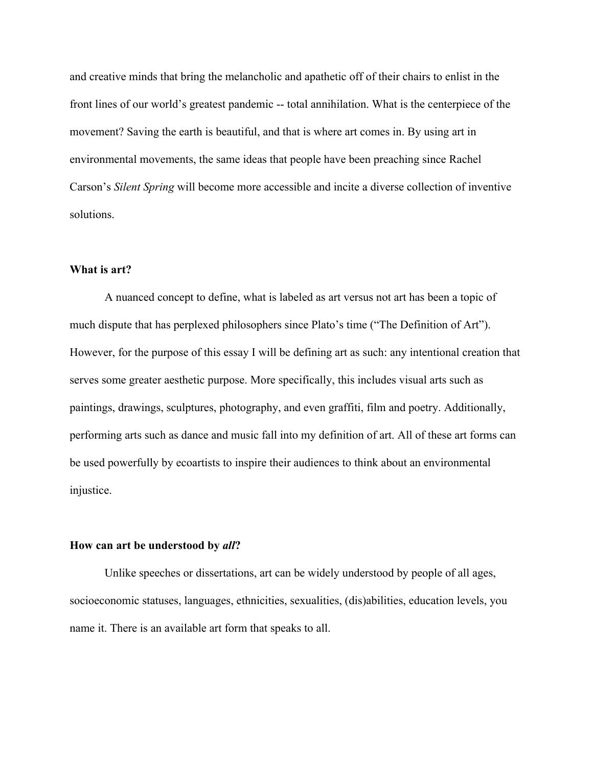and creative minds that bring the melancholic and apathetic off of their chairs to enlist in the front lines of our world's greatest pandemic -- total annihilation. What is the centerpiece of the movement? Saving the earth is beautiful, and that is where art comes in. By using art in environmental movements, the same ideas that people have been preaching since Rachel Carson's *Silent Spring* will become more accessible and incite a diverse collection of inventive solutions.

**What is art?**

A nuanced concept to define, what is labeled as art versus not art has been a topic of much dispute that has perplexed philosophers since Plato's time ("The Definition of Art"). However, for the purpose of this essay I will be defining art as such: any intentional creation that serves some greater aesthetic purpose. More specifically, this includes visual arts such as paintings, drawings, sculptures, photography, and even graffiti, film and poetry. Additionally, performing arts such as dance and music fall into my definition of art. All of these art forms can be used powerfully by ecoartists to inspire their audiences to think about an environmental injustice.

**How can art be understood by *all*?**

Unlike speeches or dissertations, art can be widely understood by people of all ages, socioeconomic statuses, languages, ethnicities, sexualities, (dis)abilities, education levels, you name it. There is an available art form that speaks to all.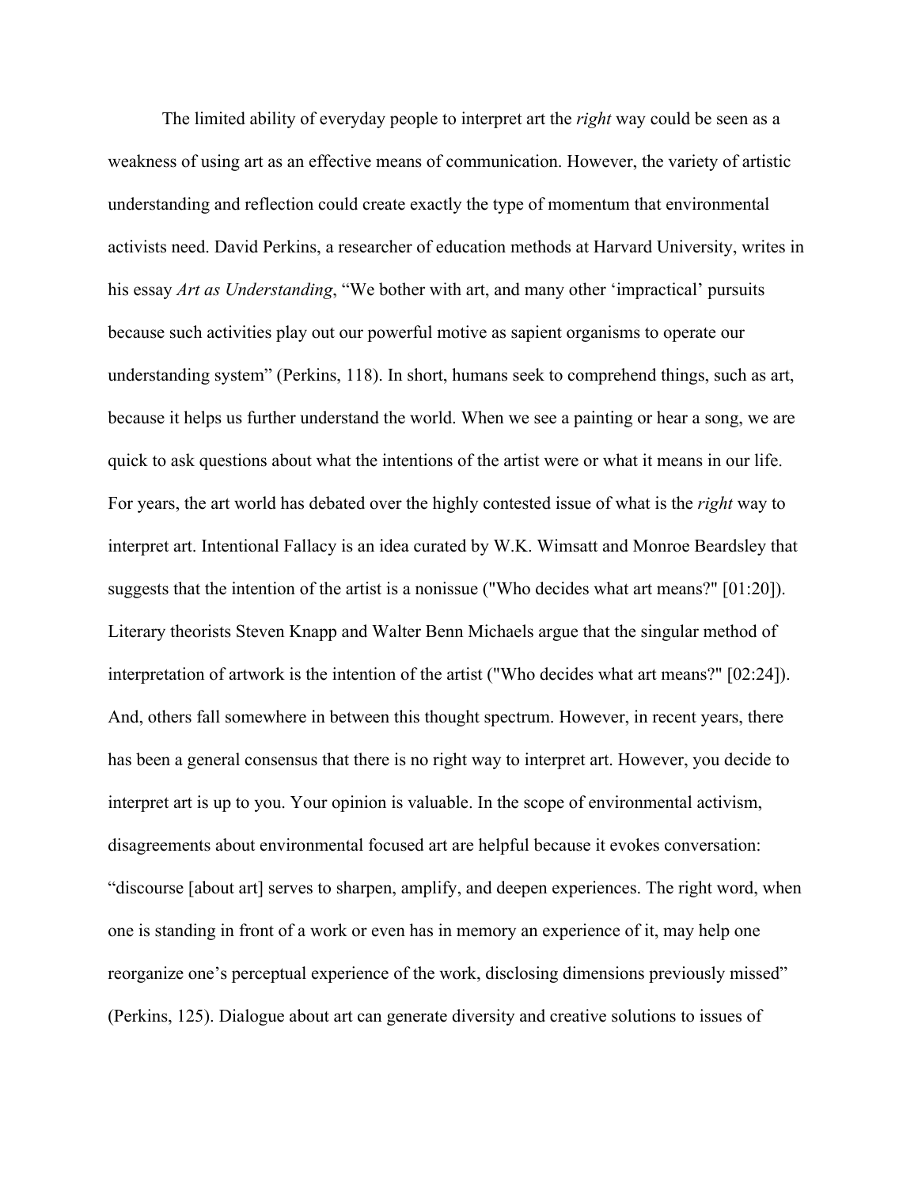The limited ability of everyday people to interpret art the *right* way could be seen as a weakness of using art as an effective means of communication. However, the variety of artistic understanding and reflection could create exactly the type of momentum that environmental activists need. David Perkins, a researcher of education methods at Harvard University, writes in his essay *Art as Understanding*, "We bother with art, and many other 'impractical' pursuits because such activities play out our powerful motive as sapient organisms to operate our understanding system" (Perkins, 118). In short, humans seek to comprehend things, such as art, because it helps us further understand the world. When we see a painting or hear a song, we are quick to ask questions about what the intentions of the artist were or what it means in our life. For years, the art world has debated over the highly contested issue of what is the *right* way to interpret art. Intentional Fallacy is an idea curated by W.K. Wimsatt and Monroe Beardsley that suggests that the intention of the artist is a nonissue ("Who decides what art means?" [01:20]). Literary theorists Steven Knapp and Walter Benn Michaels argue that the singular method of interpretation of artwork is the intention of the artist ("Who decides what art means?" [02:24]). And, others fall somewhere in between this thought spectrum. However, in recent years, there has been a general consensus that there is no right way to interpret art. However, you decide to interpret art is up to you. Your opinion is valuable. In the scope of environmental activism, disagreements about environmental focused art are helpful because it evokes conversation: "discourse [about art] serves to sharpen, amplify, and deepen experiences. The right word, when one is standing in front of a work or even has in memory an experience of it, may help one reorganize one's perceptual experience of the work, disclosing dimensions previously missed" (Perkins, 125). Dialogue about art can generate diversity and creative solutions to issues of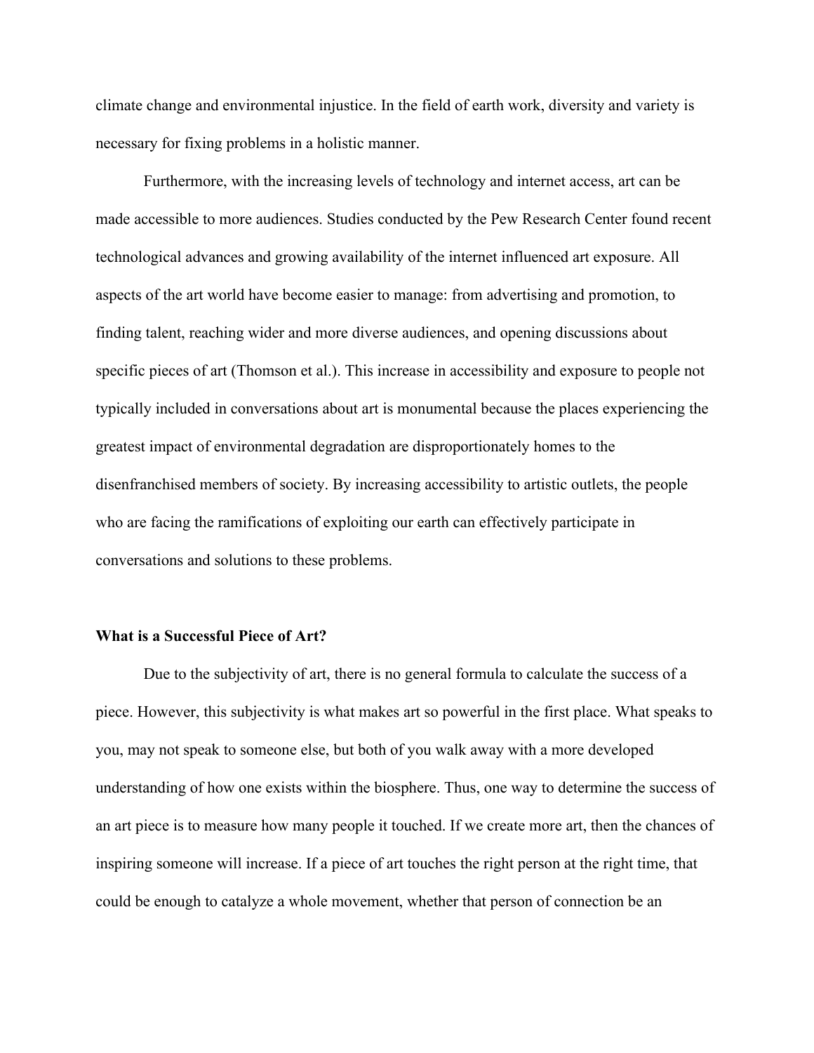climate change and environmental injustice. In the field of earth work, diversity and variety is necessary for fixing problems in a holistic manner.

Furthermore, with the increasing levels of technology and internet access, art can be made accessible to more audiences. Studies conducted by the Pew Research Center found recent technological advances and growing availability of the internet influenced art exposure. All aspects of the art world have become easier to manage: from advertising and promotion, to finding talent, reaching wider and more diverse audiences, and opening discussions about specific pieces of art (Thomson et al.). This increase in accessibility and exposure to people not typically included in conversations about art is monumental because the places experiencing the greatest impact of environmental degradation are disproportionately homes to the disenfranchised members of society. By increasing accessibility to artistic outlets, the people who are facing the ramifications of exploiting our earth can effectively participate in conversations and solutions to these problems.

**What is a Successful Piece of Art?**

Due to the subjectivity of art, there is no general formula to calculate the success of a piece. However, this subjectivity is what makes art so powerful in the first place. What speaks to you, may not speak to someone else, but both of you walk away with a more developed understanding of how one exists within the biosphere. Thus, one way to determine the success of an art piece is to measure how many people it touched. If we create more art, then the chances of inspiring someone will increase. If a piece of art touches the right person at the right time, that could be enough to catalyze a whole movement, whether that person of connection be an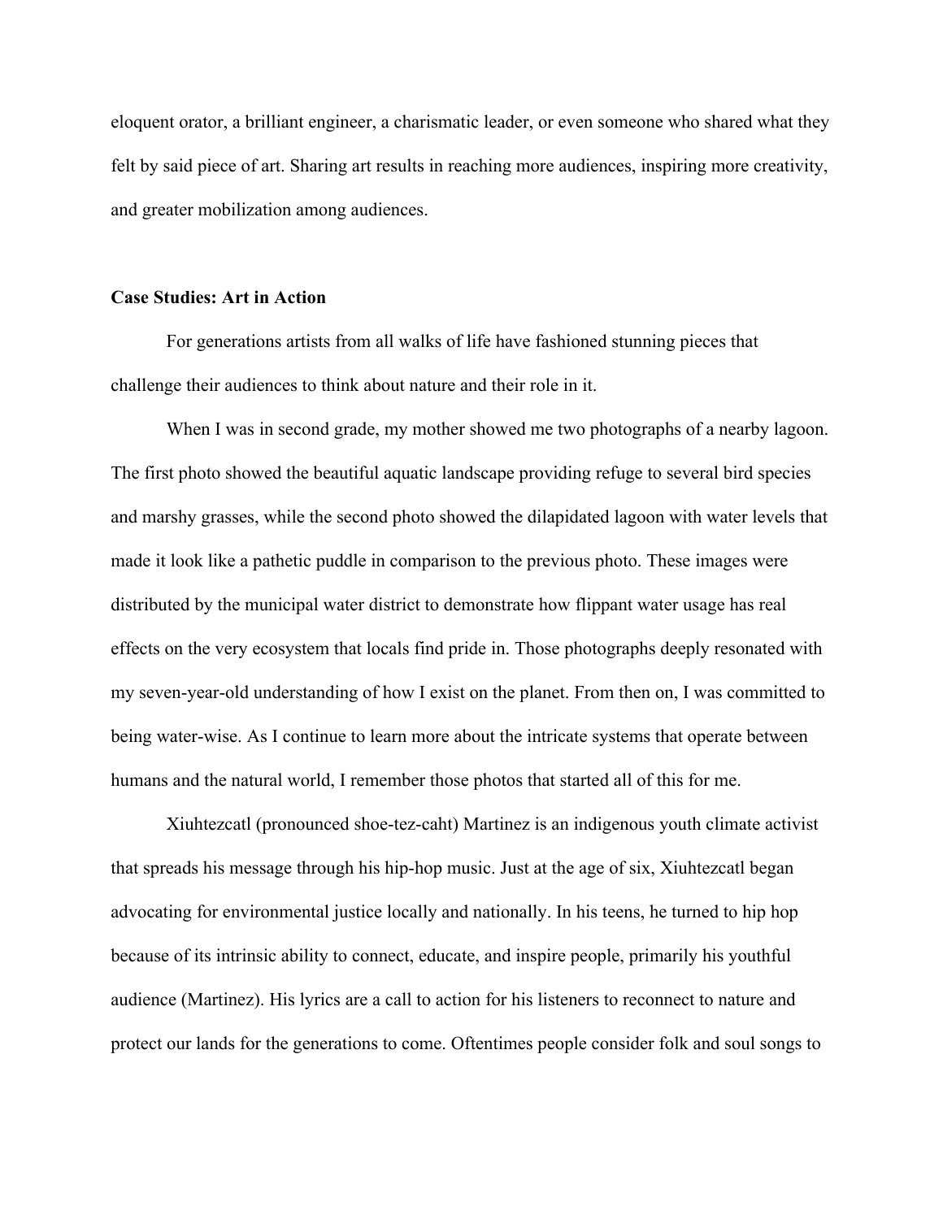eloquent orator, a brilliant engineer, a charismatic leader, or even someone who shared what they felt by said piece of art. Sharing art results in reaching more audiences, inspiring more creativity, and greater mobilization among audiences.

**Case Studies: Art in Action**

For generations artists from all walks of life have fashioned stunning pieces that challenge their audiences to think about nature and their role in it.

When I was in second grade, my mother showed me two photographs of a nearby lagoon. The first photo showed the beautiful aquatic landscape providing refuge to several bird species and marshy grasses, while the second photo showed the dilapidated lagoon with water levels that made it look like a pathetic puddle in comparison to the previous photo. These images were distributed by the municipal water district to demonstrate how flippant water usage has real effects on the very ecosystem that locals find pride in. Those photographs deeply resonated with my seven-year-old understanding of how I exist on the planet. From then on, I was committed to being water-wise. As I continue to learn more about the intricate systems that operate between humans and the natural world, I remember those photos that started all of this for me.

Xiuhtezcatl (pronounced shoe-tez-caht) Martinez is an indigenous youth climate activist that spreads his message through his hip-hop music. Just at the age of six, Xiuhtezcatl began advocating for environmental justice locally and nationally. In his teens, he turned to hip hop because of its intrinsic ability to connect, educate, and inspire people, primarily his youthful audience (Martinez). His lyrics are a call to action for his listeners to reconnect to nature and protect our lands for the generations to come. Oftentimes people consider folk and soul songs to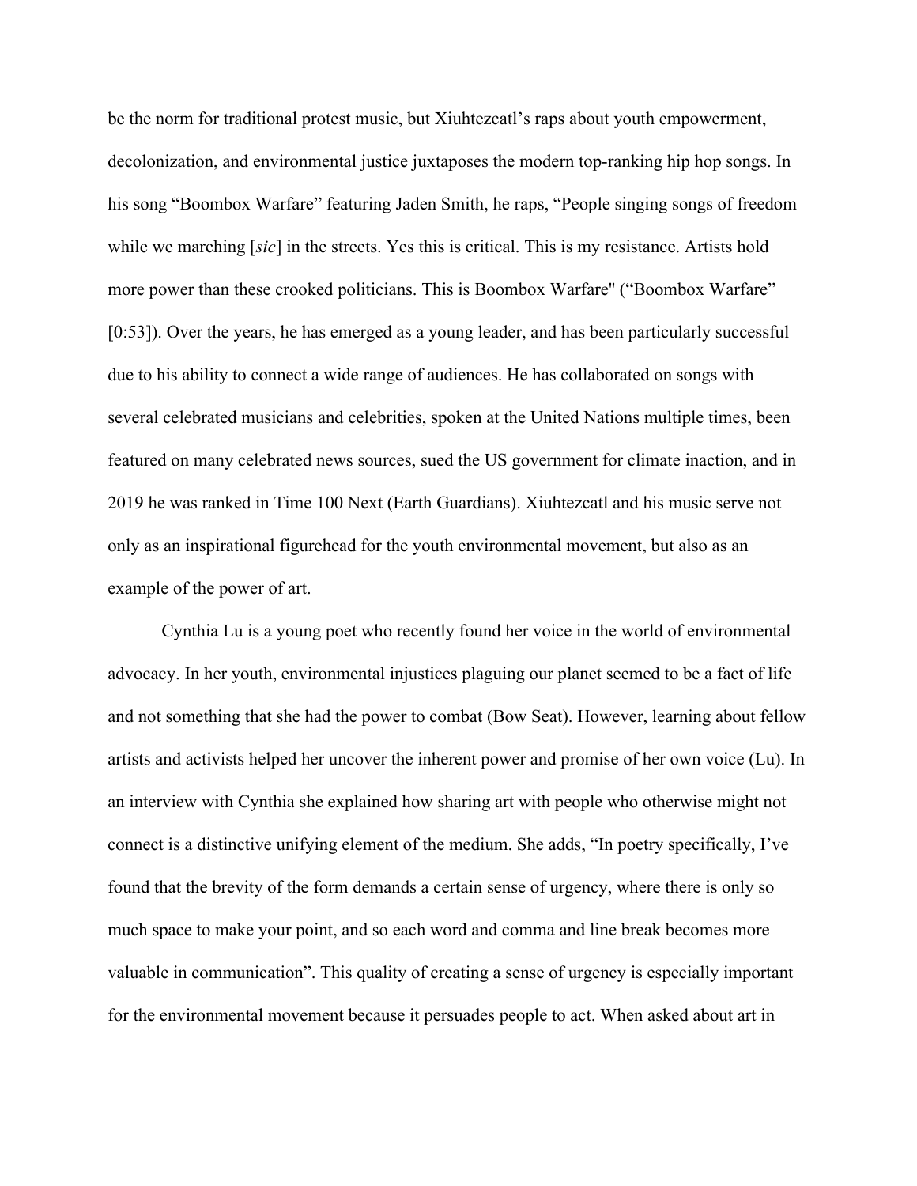be the norm for traditional protest music, but Xiuhtezcatl's raps about youth empowerment, decolonization, and environmental justice juxtaposes the modern top-ranking hip hop songs. In his song "Boombox Warfare" featuring Jaden Smith, he raps, "People singing songs of freedom while we marching [*sic*] in the streets. Yes this is critical. This is my resistance. Artists hold more power than these crooked politicians. This is Boombox Warfare" ("Boombox Warfare" [0:53]). Over the years, he has emerged as a young leader, and has been particularly successful due to his ability to connect a wide range of audiences. He has collaborated on songs with several celebrated musicians and celebrities, spoken at the United Nations multiple times, been featured on many celebrated news sources, sued the US government for climate inaction, and in 2019 he was ranked in Time 100 Next (Earth Guardians). Xiuhtezcatl and his music serve not only as an inspirational figurehead for the youth environmental movement, but also as an example of the power of art.

Cynthia Lu is a young poet who recently found her voice in the world of environmental advocacy. In her youth, environmental injustices plaguing our planet seemed to be a fact of life and not something that she had the power to combat (Bow Seat). However, learning about fellow artists and activists helped her uncover the inherent power and promise of her own voice (Lu). In an interview with Cynthia she explained how sharing art with people who otherwise might not connect is a distinctive unifying element of the medium. She adds, "In poetry specifically, I've found that the brevity of the form demands a certain sense of urgency, where there is only so much space to make your point, and so each word and comma and line break becomes more valuable in communication". This quality of creating a sense of urgency is especially important for the environmental movement because it persuades people to act. When asked about art in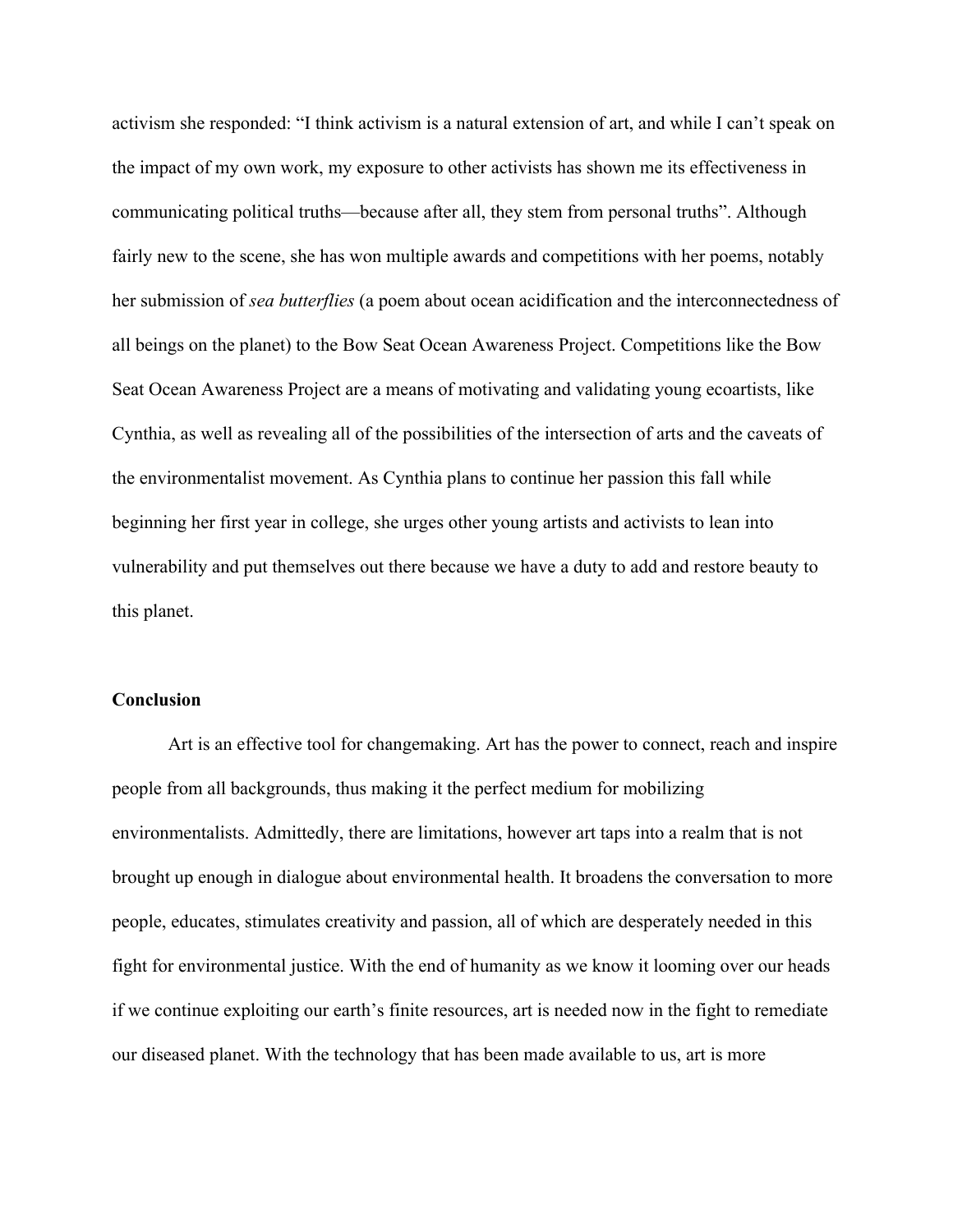activism she responded: "I think activism is a natural extension of art, and while I can't speak on the impact of my own work, my exposure to other activists has shown me its effectiveness in communicating political truths—because after all, they stem from personal truths". Although fairly new to the scene, she has won multiple awards and competitions with her poems, notably her submission of *sea butterflies* (a poem about ocean acidification and the interconnectedness of all beings on the planet) to the Bow Seat Ocean Awareness Project. Competitions like the Bow Seat Ocean Awareness Project are a means of motivating and validating young ecoartists, like Cynthia, as well as revealing all of the possibilities of the intersection of arts and the caveats of the environmentalist movement. As Cynthia plans to continue her passion this fall while beginning her first year in college, she urges other young artists and activists to lean into vulnerability and put themselves out there because we have a duty to add and restore beauty to this planet.

**Conclusion**

Art is an effective tool for changemaking. Art has the power to connect, reach and inspire people from all backgrounds, thus making it the perfect medium for mobilizing environmentalists. Admittedly, there are limitations, however art taps into a realm that is not brought up enough in dialogue about environmental health. It broadens the conversation to more people, educates, stimulates creativity and passion, all of which are desperately needed in this fight for environmental justice. With the end of humanity as we know it looming over our heads if we continue exploiting our earth's finite resources, art is needed now in the fight to remediate our diseased planet. With the technology that has been made available to us, art is more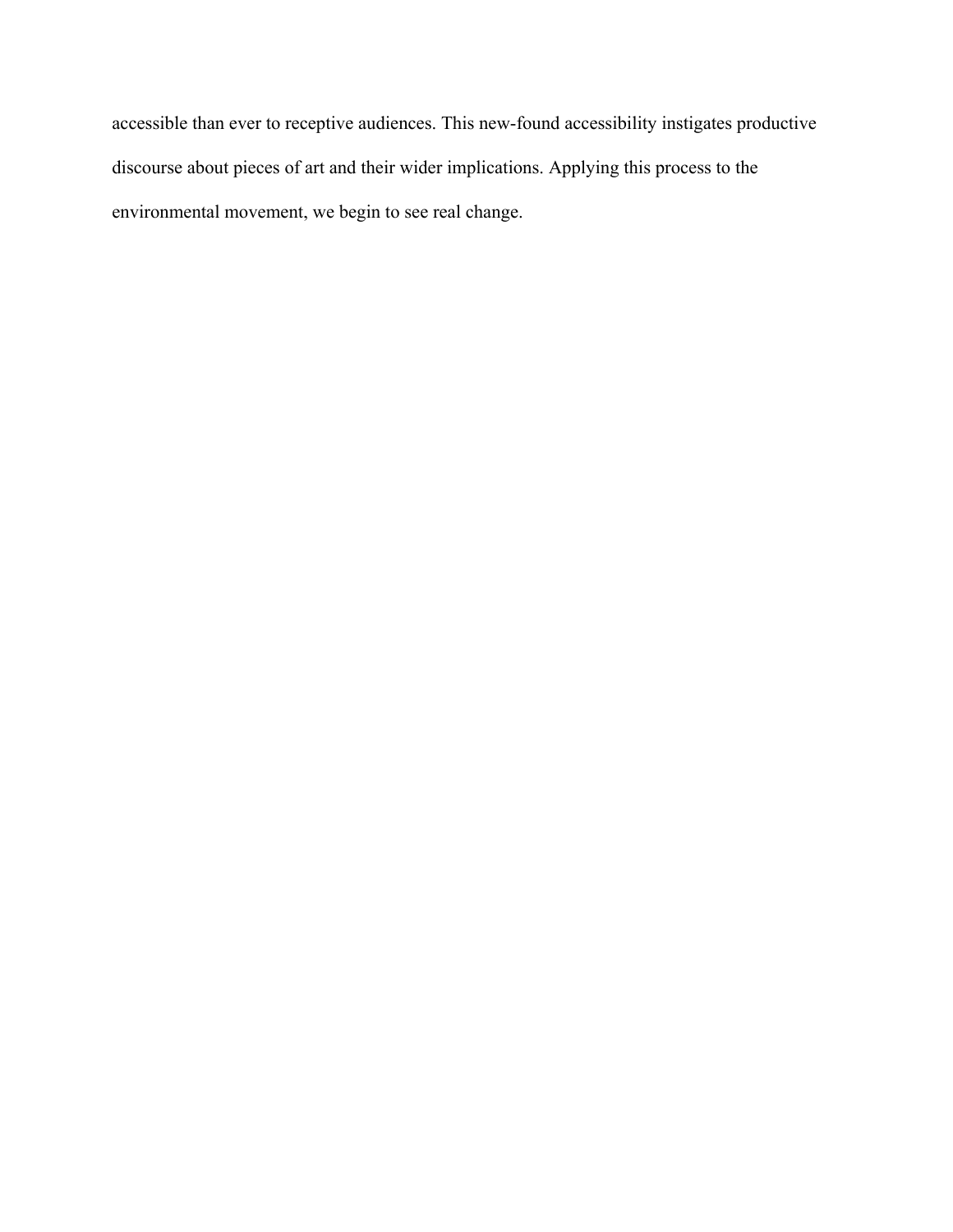accessible than ever to receptive audiences. This new-found accessibility instigates productive discourse about pieces of art and their wider implications. Applying this process to the environmental movement, we begin to see real change.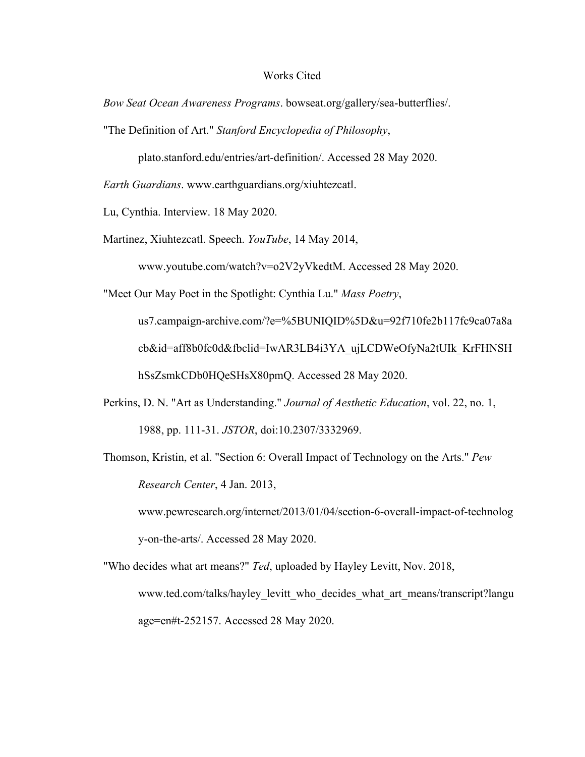# Works Cited

*Bow Seat Ocean Awareness Programs*. bowseat.org/gallery/sea-butterflies/.

"The Definition of Art." *Stanford Encyclopedia of Philosophy*, plato.stanford.edu/entries/art-definition/. Accessed 28 May 2020.

*Earth Guardians*. www.earthguardians.org/xiuhtezcatl.

Lu, Cynthia. Interview. 18 May 2020.

Martinez, Xiuhtezcatl. Speech. *YouTube*, 14 May 2014, www.youtube.com/watch?v=o2V2yVkedtM. Accessed 28 May 2020.

"Meet Our May Poet in the Spotlight: Cynthia Lu." *Mass Poetry*, us7.campaign-archive.com/?e=%5BUNIQID%5D&u=92f710fe2b117fc9ca07a8acb&id=aff8b0fc0d&fbclid=IwAR3LB4i3YA_ujLCDWeOfyNa2tUIk_KrFHNSHhSsZsmkCDb0HQeSHsX80pmQ. Accessed 28 May 2020.

Perkins, D. N. "Art as Understanding." *Journal of Aesthetic Education*, vol. 22, no. 1, 1988, pp. 111-31. *JSTOR*, doi:10.2307/3332969.

Thomson, Kristin, et al. "Section 6: Overall Impact of Technology on the Arts." *Pew Research Center*, 4 Jan. 2013, www.pewresearch.org/internet/2013/01/04/section-6-overall-impact-of-technology-on-the-arts/. Accessed 28 May 2020.

"Who decides what art means?" *Ted*, uploaded by Hayley Levitt, Nov. 2018, www.ted.com/talks/hayley_levitt_who_decides_what_art_means/transcript?language=en#t-252157. Accessed 28 May 2020.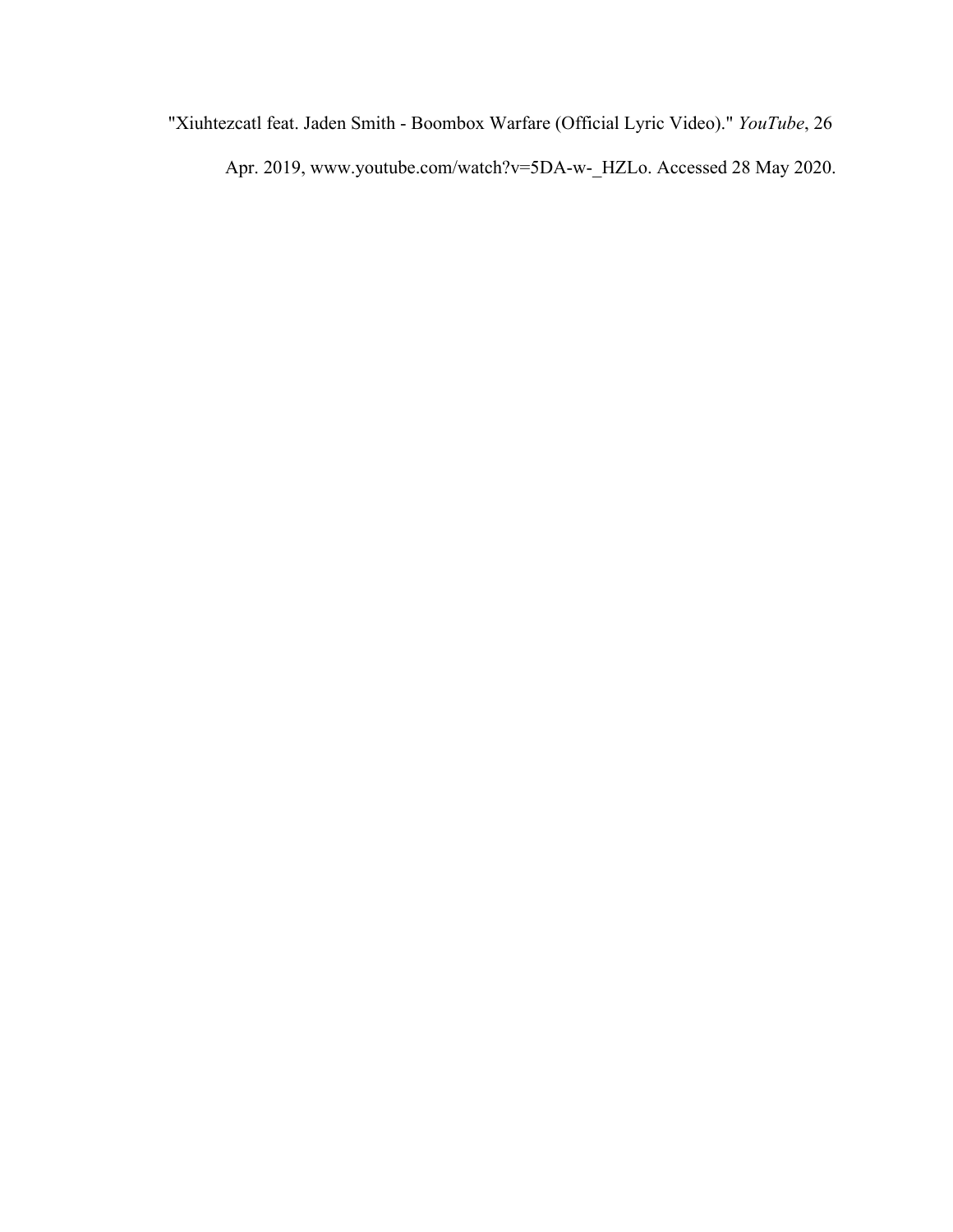"Xiuhtezcatl feat. Jaden Smith - Boombox Warfare (Official Lyric Video)." *YouTube*, 26 Apr. 2019, www.youtube.com/watch?v=5DA-w-_HZLo. Accessed 28 May 2020.